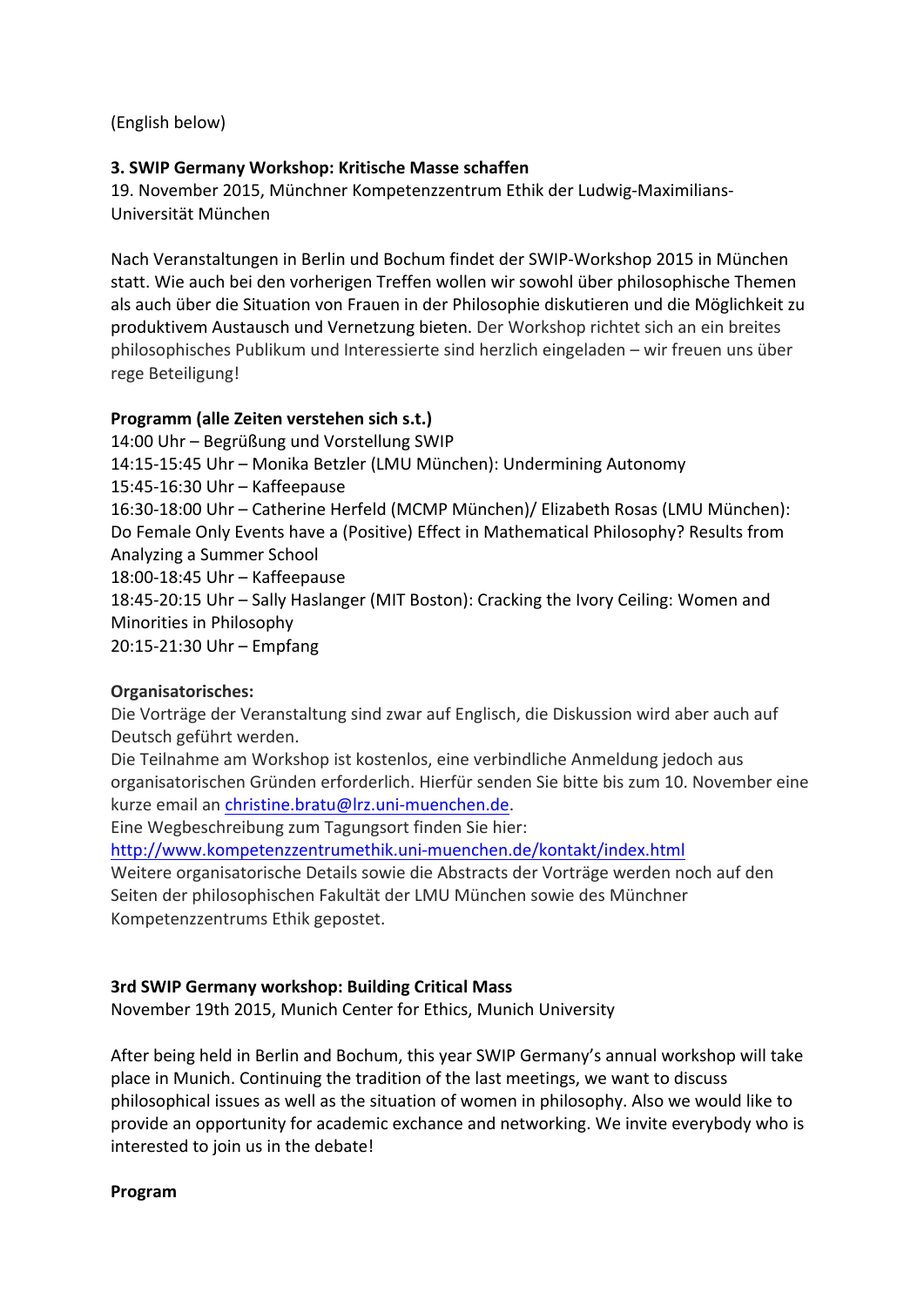(English below)

**3. SWIP Germany Workshop: Kritische Masse schaffen**

19. November 2015, Münchner Kompetenzzentrum Ethik der Ludwig-Maximilians-Universität München

Nach Veranstaltungen in Berlin und Bochum findet der SWIP-Workshop 2015 in München statt. Wie auch bei den vorherigen Treffen wollen wir sowohl über philosophische Themen als auch über die Situation von Frauen in der Philosophie diskutieren und die Möglichkeit zu produktivem Austausch und Vernetzung bieten. Der Workshop richtet sich an ein breites philosophisches Publikum und Interessierte sind herzlich eingeladen – wir freuen uns über rege Beteiligung!

**Programm (alle Zeiten verstehen sich s.t.)**

14:00 Uhr – Begrüßung und Vorstellung SWIP
14:15-15:45 Uhr – Monika Betzler (LMU München): Undermining Autonomy
15:45-16:30 Uhr – Kaffeepause
16:30-18:00 Uhr – Catherine Herfeld (MCMP München)/ Elizabeth Rosas (LMU München): Do Female Only Events have a (Positive) Effect in Mathematical Philosophy? Results from Analyzing a Summer School
18:00-18:45 Uhr – Kaffeepause
18:45-20:15 Uhr – Sally Haslanger (MIT Boston): Cracking the Ivory Ceiling: Women and Minorities in Philosophy
20:15-21:30 Uhr – Empfang

**Organisatorisches:**

Die Vorträge der Veranstaltung sind zwar auf Englisch, die Diskussion wird aber auch auf Deutsch geführt werden.
Die Teilnahme am Workshop ist kostenlos, eine verbindliche Anmeldung jedoch aus organisatorischen Gründen erforderlich. Hierfür senden Sie bitte bis zum 10. November eine kurze email an christine.bratu@lrz.uni-muenchen.de.
Eine Wegbeschreibung zum Tagungsort finden Sie hier:
http://www.kompetenzzentrumethik.uni-muenchen.de/kontakt/index.html
Weitere organisatorische Details sowie die Abstracts der Vorträge werden noch auf den Seiten der philosophischen Fakultät der LMU München sowie des Münchner Kompetenzzentrums Ethik gepostet.

**3rd SWIP Germany workshop: Building Critical Mass**

November 19th 2015, Munich Center for Ethics, Munich University

After being held in Berlin and Bochum, this year SWIP Germany's annual workshop will take place in Munich. Continuing the tradition of the last meetings, we want to discuss philosophical issues as well as the situation of women in philosophy. Also we would like to provide an opportunity for academic exchance and networking. We invite everybody who is interested to join us in the debate!

**Program**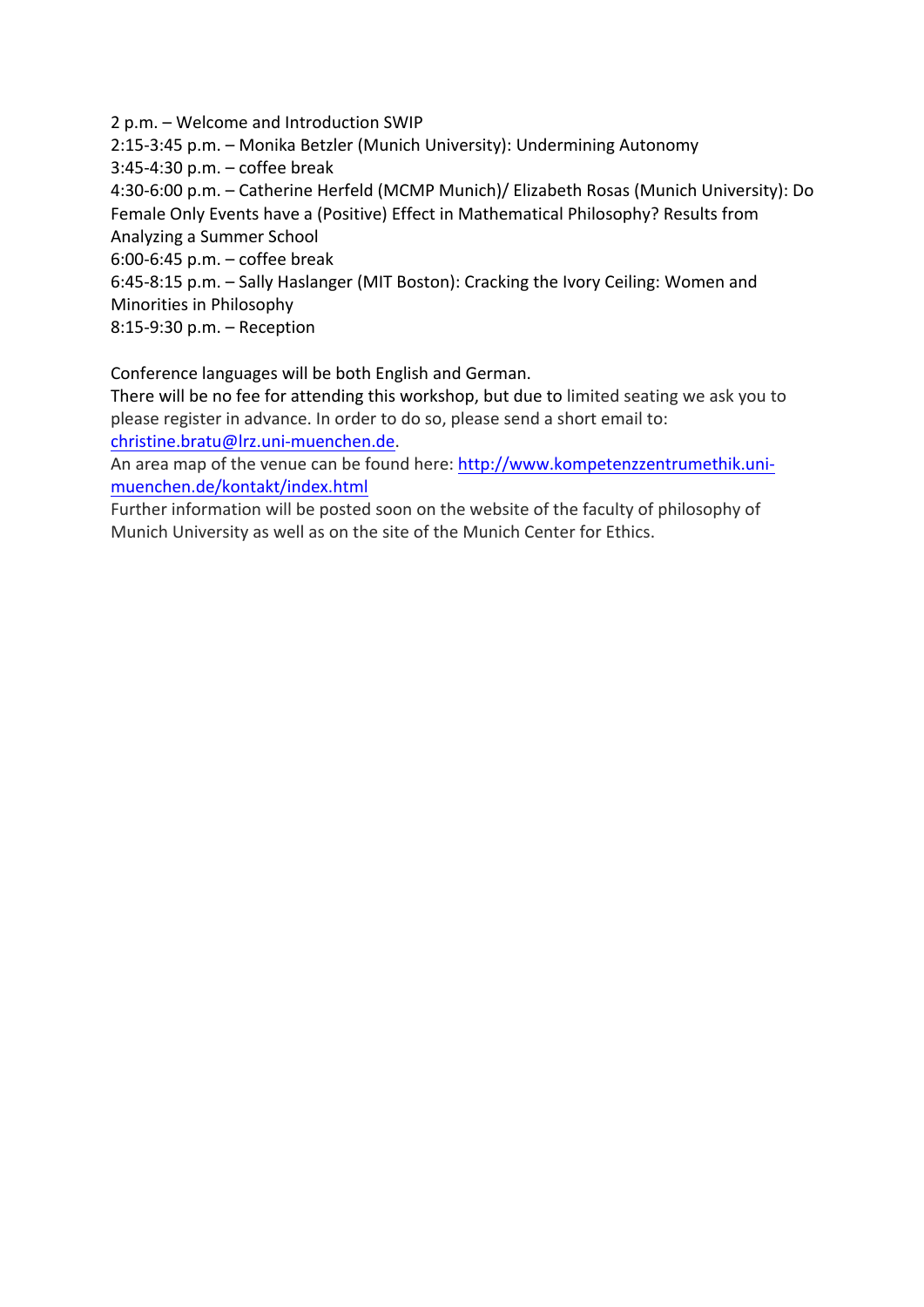2 p.m. – Welcome and Introduction SWIP
2:15-3:45 p.m. – Monika Betzler (Munich University): Undermining Autonomy
3:45-4:30 p.m. – coffee break
4:30-6:00 p.m. – Catherine Herfeld (MCMP Munich)/ Elizabeth Rosas (Munich University): Do Female Only Events have a (Positive) Effect in Mathematical Philosophy? Results from Analyzing a Summer School
6:00-6:45 p.m. – coffee break
6:45-8:15 p.m. – Sally Haslanger (MIT Boston): Cracking the Ivory Ceiling: Women and Minorities in Philosophy
8:15-9:30 p.m. – Reception

Conference languages will be both English and German.
There will be no fee for attending this workshop, but due to limited seating we ask you to please register in advance. In order to do so, please send a short email to: christine.bratu@lrz.uni-muenchen.de.
An area map of the venue can be found here: http://www.kompetenzzentrumethik.uni-muenchen.de/kontakt/index.html
Further information will be posted soon on the website of the faculty of philosophy of Munich University as well as on the site of the Munich Center for Ethics.